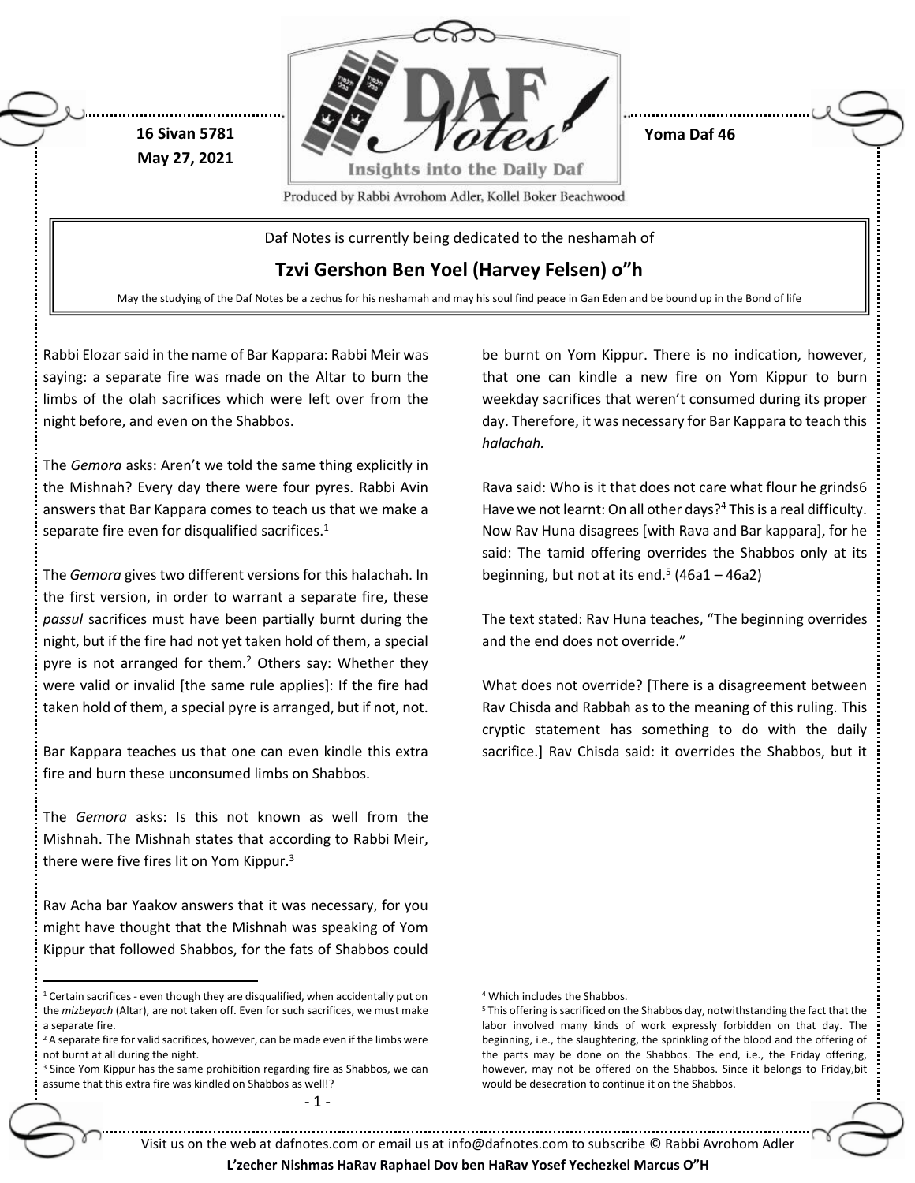16 Sivan 5781
May 27, 2021

Yoma Daf 46

Produced by Rabbi Avrohom Adler, Kollel Boker Beachwood

Daf Notes is currently being dedicated to the neshamah of

## Tzvi Gershon Ben Yoel (Harvey Felsen) o"h

May the studying of the Daf Notes be a zechus for his neshamah and may his soul find peace in Gan Eden and be bound up in the Bond of life

Rabbi Elozar said in the name of Bar Kappara: Rabbi Meir was saying: a separate fire was made on the Altar to burn the limbs of the olah sacrifices which were left over from the night before, and even on the Shabbos.

The *Gemora* asks: Aren't we told the same thing explicitly in the Mishnah? Every day there were four pyres. Rabbi Avin answers that Bar Kappara comes to teach us that we make a separate fire even for disqualified sacrifices.[1]

The *Gemora* gives two different versions for this halachah. In the first version, in order to warrant a separate fire, these *passul* sacrifices must have been partially burnt during the night, but if the fire had not yet taken hold of them, a special pyre is not arranged for them.[2] Others say: Whether they were valid or invalid [the same rule applies]: If the fire had taken hold of them, a special pyre is arranged, but if not, not.

Bar Kappara teaches us that one can even kindle this extra fire and burn these unconsumed limbs on Shabbos.

The *Gemora* asks: Is this not known as well from the Mishnah. The Mishnah states that according to Rabbi Meir, there were five fires lit on Yom Kippur.[3]

Rav Acha bar Yaakov answers that it was necessary, for you might have thought that the Mishnah was speaking of Yom Kippur that followed Shabbos, for the fats of Shabbos could be burnt on Yom Kippur. There is no indication, however, that one can kindle a new fire on Yom Kippur to burn weekday sacrifices that weren't consumed during its proper day. Therefore, it was necessary for Bar Kappara to teach this *halachah.*

Rava said: Who is it that does not care what flour he grinds6 Have we not learnt: On all other days?[4] This is a real difficulty. Now Rav Huna disagrees [with Rava and Bar kappara], for he said: The tamid offering overrides the Shabbos only at its beginning, but not at its end.[5] (46a1 – 46a2)

The text stated: Rav Huna teaches, "The beginning overrides and the end does not override."

What does not override? [There is a disagreement between Rav Chisda and Rabbah as to the meaning of this ruling. This cryptic statement has something to do with the daily sacrifice.] Rav Chisda said: it overrides the Shabbos, but it

---

[1] Certain sacrifices - even though they are disqualified, when accidentally put on the *mizbeyach* (Altar), are not taken off. Even for such sacrifices, we must make a separate fire.

[2] A separate fire for valid sacrifices, however, can be made even if the limbs were not burnt at all during the night.

[3] Since Yom Kippur has the same prohibition regarding fire as Shabbos, we can assume that this extra fire was kindled on Shabbos as well!?

[4] Which includes the Shabbos.

[5] This offering is sacrificed on the Shabbos day, notwithstanding the fact that the labor involved many kinds of work expressly forbidden on that day. The beginning, i.e., the slaughtering, the sprinkling of the blood and the offering of the parts may be done on the Shabbos. The end, i.e., the Friday offering, however, may not be offered on the Shabbos. Since it belongs to Friday,bit would be desecration to continue it on the Shabbos.

Visit us on the web at dafnotes.com or email us at info@dafnotes.com to subscribe © Rabbi Avrohom Adler

**L'zecher Nishmas HaRav Raphael Dov ben HaRav Yosef Yechezkel Marcus O"H**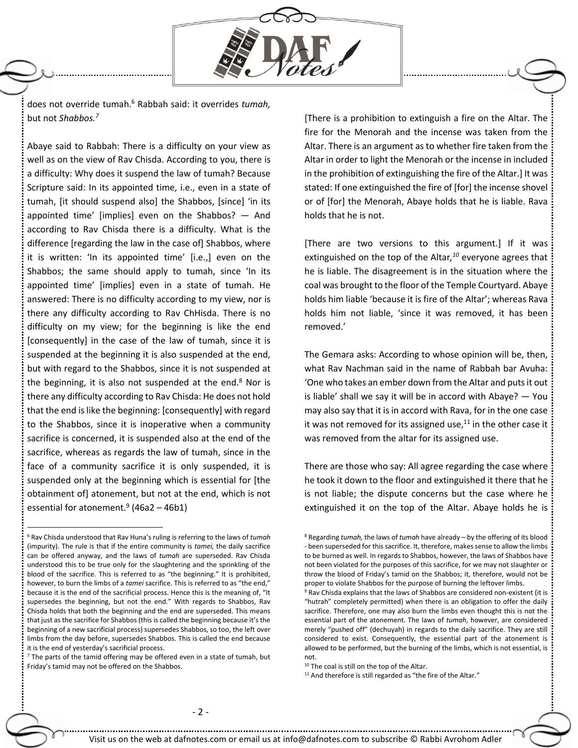does not override tumah.[6] Rabbah said: it overrides *tumah,* but not *Shabbos.[7]*

Abaye said to Rabbah: There is a difficulty on your view as well as on the view of Rav Chisda. According to you, there is a difficulty: Why does it suspend the law of tumah? Because Scripture said: In its appointed time, i.e., even in a state of tumah, [it should suspend also] the Shabbos, [since] 'in its appointed time' [implies] even on the Shabbos? — And according to Rav Chisda there is a difficulty. What is the difference [regarding the law in the case of] Shabbos, where it is written: 'In its appointed time' [i.e.,] even on the Shabbos; the same should apply to tumah, since 'In its appointed time' [implies] even in a state of tumah. He answered: There is no difficulty according to my view, nor is there any difficulty according to Rav ChHisda. There is no difficulty on my view; for the beginning is like the end [consequently] in the case of the law of tumah, since it is suspended at the beginning it is also suspended at the end, but with regard to the Shabbos, since it is not suspended at the beginning, it is also not suspended at the end.[8] Nor is there any difficulty according to Rav Chisda: He does not hold that the end is like the beginning: [consequently] with regard to the Shabbos, since it is inoperative when a community sacrifice is concerned, it is suspended also at the end of the sacrifice, whereas as regards the law of tumah, since in the face of a community sacrifice it is only suspended, it is suspended only at the beginning which is essential for [the obtainment of] atonement, but not at the end, which is not essential for atonement.[9] (46a2 – 46b1)

[There is a prohibition to extinguish a fire on the Altar. The fire for the Menorah and the incense was taken from the Altar. There is an argument as to whether fire taken from the Altar in order to light the Menorah or the incense in included in the prohibition of extinguishing the fire of the Altar.] It was stated: If one extinguished the fire of [for] the incense shovel or of [for] the Menorah, Abaye holds that he is liable. Rava holds that he is not.

[There are two versions to this argument.] If it was extinguished on the top of the Altar,*[10]* everyone agrees that he is liable. The disagreement is in the situation where the coal was brought to the floor of the Temple Courtyard. Abaye holds him liable 'because it is fire of the Altar'; whereas Rava holds him not liable, 'since it was removed, it has been removed.'

The Gemara asks: According to whose opinion will be, then, what Rav Nachman said in the name of Rabbah bar Avuha: 'One who takes an ember down from the Altar and puts it out is liable' shall we say it will be in accord with Abaye? — You may also say that it is in accord with Rava, for in the one case it was not removed for its assigned use,[11] in the other case it was removed from the altar for its assigned use.

There are those who say: All agree regarding the case where he took it down to the floor and extinguished it there that he is not liable; the dispute concerns but the case where he extinguished it on the top of the Altar. Abaye holds he is

---

[6] Rav Chisda understood that Rav Huna's ruling is referring to the laws of *tumah* (impurity). The rule is that if the entire community is *tamei,* the daily sacrifice can be offered anyway, and the laws of *tumah* are superseded. Rav Chisda understood this to be true only for the slaughtering and the sprinkling of the blood of the sacrifice. This is referred to as "the beginning." It is prohibited, however, to burn the limbs of a *tamei* sacrifice. This is referred to as "the end," because it is the end of the sacrificial process. Hence this is the meaning of, "It supersedes the beginning, but not the end." With regards to Shabbos, Rav Chisda holds that both the beginning and the end are superseded. This means that just as the sacrifice for Shabbos (this is called the beginning because it's the beginning of a new sacrificial process) supersedes Shabbos, so too, the left over limbs from the day before, supersedes Shabbos. This is called the end because it is the end of yesterday's sacrificial process.

[7] The parts of the tamid offering may be offered even in a state of tumah, but Friday's tamid may not be offered on the Shabbos.

[8] Regarding *tumah,* the laws of *tumah* have already – by the offering of its blood - been superseded for this sacrifice. It, therefore, makes sense to allow the limbs to be burned as well. In regards to Shabbos, however, the laws of Shabbos have not been violated for the purposes of this sacrifice, for we may not slaughter or throw the blood of Friday's tamid on the Shabbos; it, therefore, would not be proper to violate Shabbos for the purpose of burning the leftover limbs.

[9] Rav Chisda explains that the laws of Shabbos are considered non-existent (it is "hutrah" completely permitted) when there is an obligation to offer the daily sacrifice. Therefore, one may also burn the limbs even thought this is not the essential part of the atonement. The laws of *tumah*, however, are considered merely "pushed off" (dechuyah) in regards to the daily sacrifice. They are still considered to exist. Consequently, the essential part of the atonement is allowed to be performed, but the burning of the limbs, which is not essential, is not.

[10] The coal is still on the top of the Altar.

[11] And therefore is still regarded as "the fire of the Altar."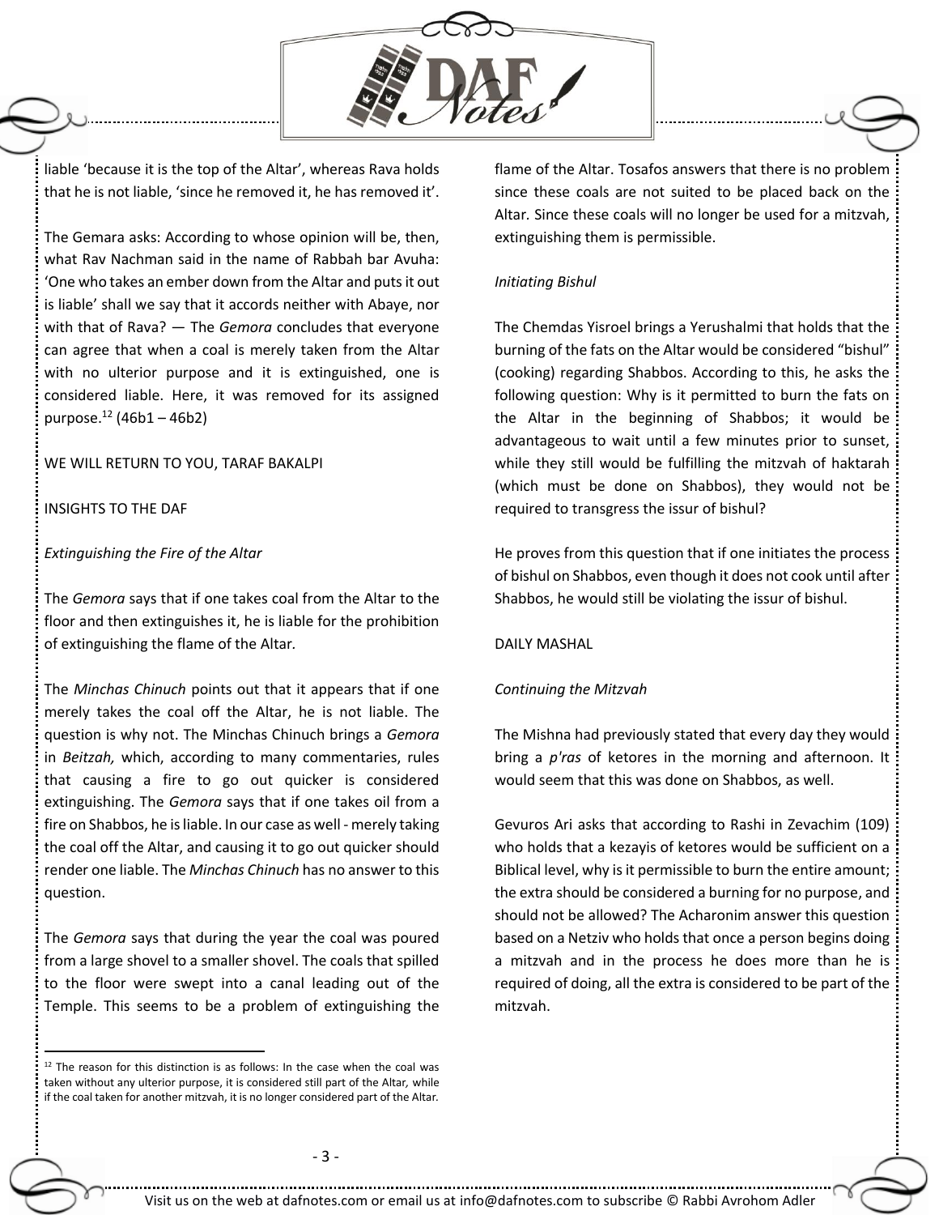liable 'because it is the top of the Altar', whereas Rava holds that he is not liable, 'since he removed it, he has removed it'.

The Gemara asks: According to whose opinion will be, then, what Rav Nachman said in the name of Rabbah bar Avuha: 'One who takes an ember down from the Altar and puts it out is liable' shall we say that it accords neither with Abaye, nor with that of Rava? — The *Gemora* concludes that everyone can agree that when a coal is merely taken from the Altar with no ulterior purpose and it is extinguished, one is considered liable. Here, it was removed for its assigned purpose.[12] (46b1 – 46b2)

WE WILL RETURN TO YOU, TARAF BAKALPI

INSIGHTS TO THE DAF

*Extinguishing the Fire of the Altar*

The *Gemora* says that if one takes coal from the Altar to the floor and then extinguishes it, he is liable for the prohibition of extinguishing the flame of the Altar.

The *Minchas Chinuch* points out that it appears that if one merely takes the coal off the Altar, he is not liable. The question is why not. The Minchas Chinuch brings a *Gemora* in *Beitzah,* which, according to many commentaries, rules that causing a fire to go out quicker is considered extinguishing. The *Gemora* says that if one takes oil from a fire on Shabbos, he is liable. In our case as well - merely taking the coal off the Altar, and causing it to go out quicker should render one liable. The *Minchas Chinuch* has no answer to this question.

The *Gemora* says that during the year the coal was poured from a large shovel to a smaller shovel. The coals that spilled to the floor were swept into a canal leading out of the Temple. This seems to be a problem of extinguishing the flame of the Altar. Tosafos answers that there is no problem since these coals are not suited to be placed back on the Altar. Since these coals will no longer be used for a mitzvah, extinguishing them is permissible.

*Initiating Bishul*

The Chemdas Yisroel brings a Yerushalmi that holds that the burning of the fats on the Altar would be considered "bishul" (cooking) regarding Shabbos. According to this, he asks the following question: Why is it permitted to burn the fats on the Altar in the beginning of Shabbos; it would be advantageous to wait until a few minutes prior to sunset, while they still would be fulfilling the mitzvah of haktarah (which must be done on Shabbos), they would not be required to transgress the issur of bishul?

He proves from this question that if one initiates the process of bishul on Shabbos, even though it does not cook until after Shabbos, he would still be violating the issur of bishul.

DAILY MASHAL

*Continuing the Mitzvah*

The Mishna had previously stated that every day they would bring a *p'ras* of ketores in the morning and afternoon. It would seem that this was done on Shabbos, as well.

Gevuros Ari asks that according to Rashi in Zevachim (109) who holds that a kezayis of ketores would be sufficient on a Biblical level, why is it permissible to burn the entire amount; the extra should be considered a burning for no purpose, and should not be allowed? The Acharonim answer this question based on a Netziv who holds that once a person begins doing a mitzvah and in the process he does more than he is required of doing, all the extra is considered to be part of the mitzvah.

---

[12] The reason for this distinction is as follows: In the case when the coal was taken without any ulterior purpose, it is considered still part of the Altar, while if the coal taken for another mitzvah, it is no longer considered part of the Altar.